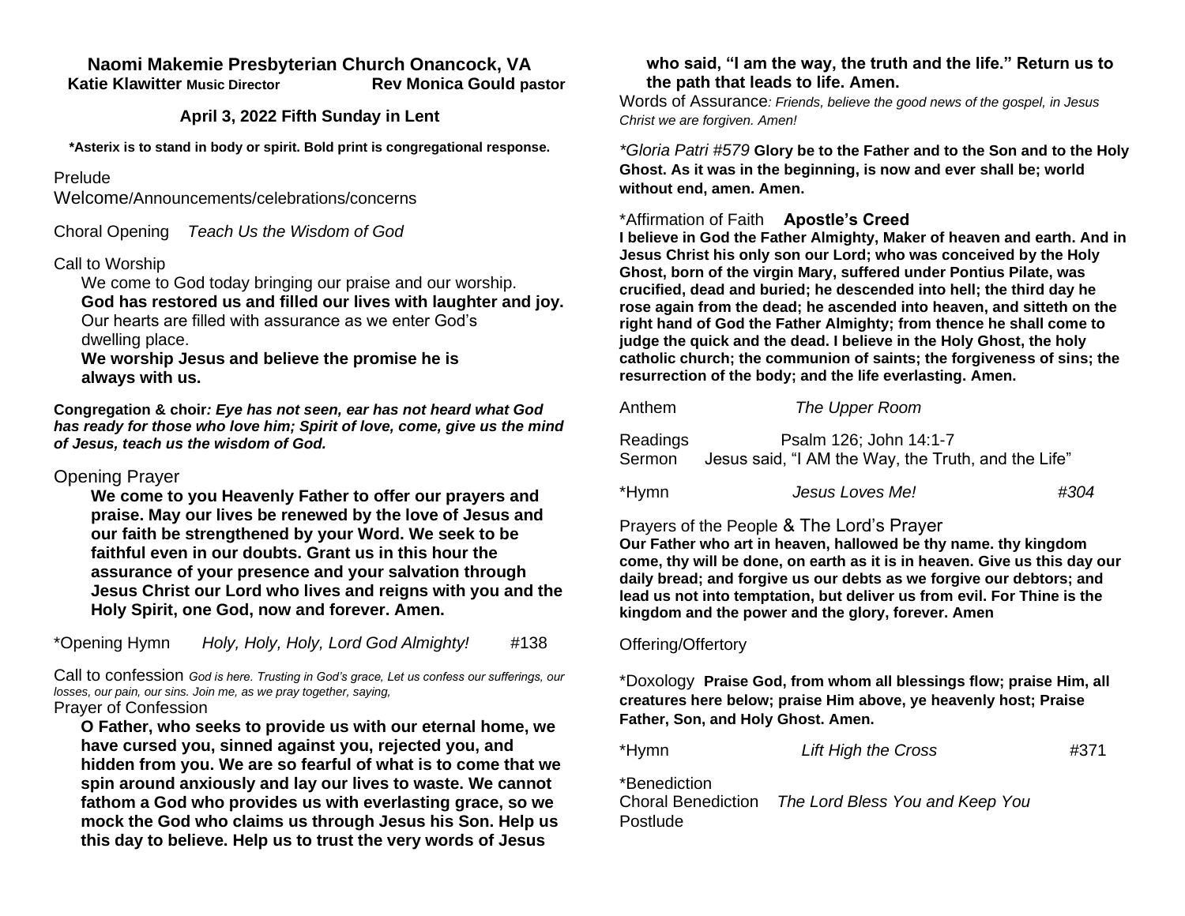# Naomi Makemie Presbyterian Church Onancock, VA

**Katie Klawitter Music Director** **Rev Monica Gould pastor**

**April 3, 2022 Fifth Sunday in Lent**

**\*Asterix is to stand in body or spirit. Bold print is congregational response.**

Prelude

Welcome/Announcements/celebrations/concerns

Choral Opening *Teach Us the Wisdom of God*

Call to Worship

We come to God today bringing our praise and our worship.
**God has restored us and filled our lives with laughter and joy.**
Our hearts are filled with assurance as we enter God's dwelling place.
**We worship Jesus and believe the promise he is always with us.**

**Congregation & choir*: Eye has not seen, ear has not heard what God has ready for those who love him; Spirit of love, come, give us the mind of Jesus, teach us the wisdom of God.***

Opening Prayer

**We come to you Heavenly Father to offer our prayers and praise. May our lives be renewed by the love of Jesus and our faith be strengthened by your Word. We seek to be faithful even in our doubts. Grant us in this hour the assurance of your presence and your salvation through Jesus Christ our Lord who lives and reigns with you and the Holy Spirit, one God, now and forever. Amen.**

\*Opening Hymn *Holy, Holy, Holy, Lord God Almighty!* #138

Call to confession *God is here. Trusting in God's grace, Let us confess our sufferings, our losses, our pain, our sins. Join me, as we pray together, saying,*

Prayer of Confession

**O Father, who seeks to provide us with our eternal home, we have cursed you, sinned against you, rejected you, and hidden from you. We are so fearful of what is to come that we spin around anxiously and lay our lives to waste. We cannot fathom a God who provides us with everlasting grace, so we mock the God who claims us through Jesus his Son. Help us this day to believe. Help us to trust the very words of Jesus who said, "I am the way, the truth and the life." Return us to the path that leads to life. Amen.**

Words of Assurance*: Friends, believe the good news of the gospel, in Jesus Christ we are forgiven. Amen!*

*\*Gloria Patri #579* **Glory be to the Father and to the Son and to the Holy Ghost. As it was in the beginning, is now and ever shall be; world without end, amen. Amen.**

\*Affirmation of Faith **Apostle's Creed**

**I believe in God the Father Almighty, Maker of heaven and earth. And in Jesus Christ his only son our Lord; who was conceived by the Holy Ghost, born of the virgin Mary, suffered under Pontius Pilate, was crucified, dead and buried; he descended into hell; the third day he rose again from the dead; he ascended into heaven, and sitteth on the right hand of God the Father Almighty; from thence he shall come to judge the quick and the dead. I believe in the Holy Ghost, the holy catholic church; the communion of saints; the forgiveness of sins; the resurrection of the body; and the life everlasting. Amen.**

Anthem *The Upper Room*

Readings Psalm 126; John 14:1-7

Sermon Jesus said, "I AM the Way, the Truth, and the Life"

\*Hymn *Jesus Loves Me!* *#304*

Prayers of the People & The Lord's Prayer

**Our Father who art in heaven, hallowed be thy name. thy kingdom come, thy will be done, on earth as it is in heaven. Give us this day our daily bread; and forgive us our debts as we forgive our debtors; and lead us not into temptation, but deliver us from evil. For Thine is the kingdom and the power and the glory, forever. Amen**

Offering/Offertory

\*Doxology **Praise God, from whom all blessings flow; praise Him, all creatures here below; praise Him above, ye heavenly host; Praise Father, Son, and Holy Ghost. Amen.**

\*Hymn *Lift High the Cross* #371

\*Benediction

Choral Benediction *The Lord Bless You and Keep You*

Postlude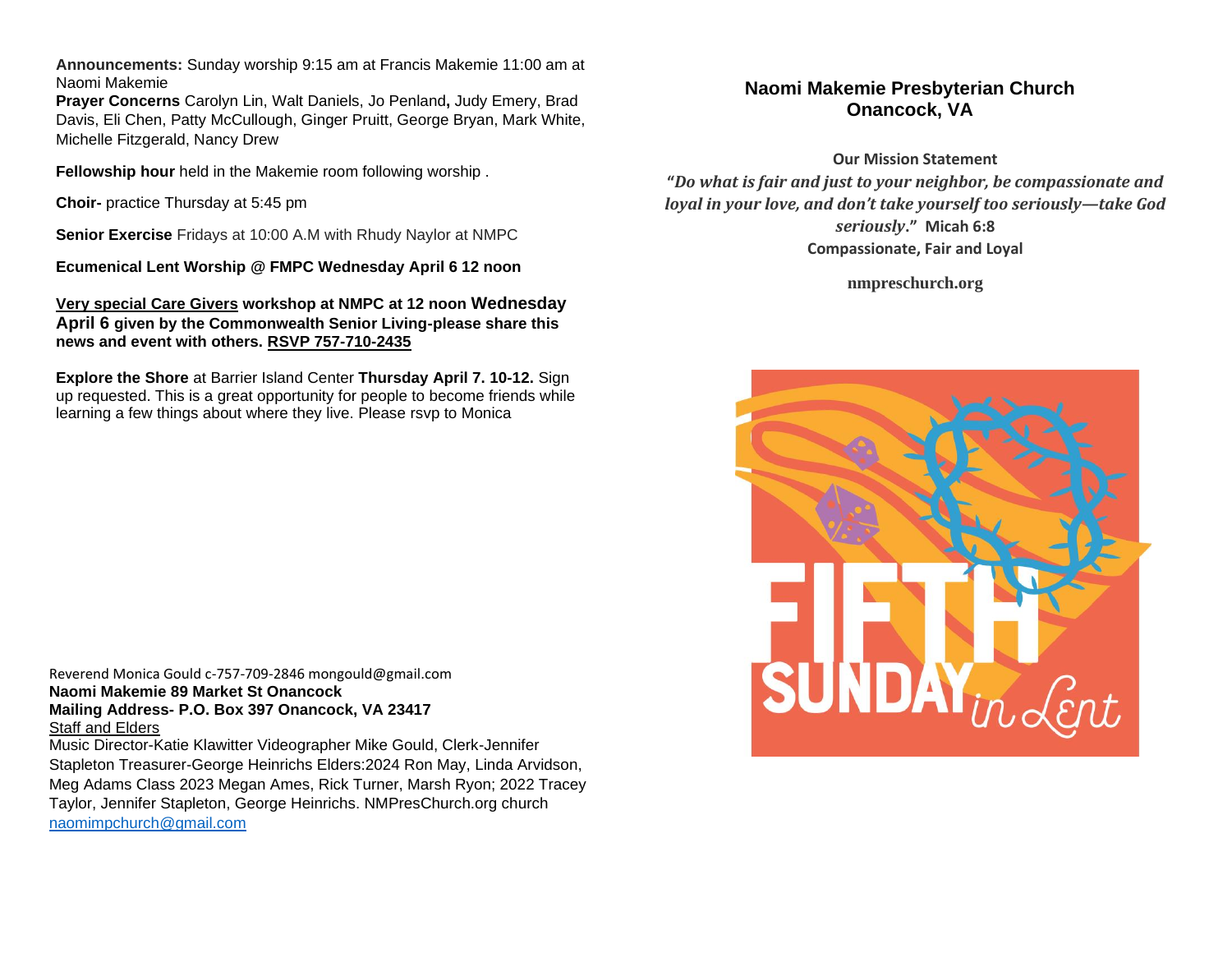**Announcements:** Sunday worship 9:15 am at Francis Makemie 11:00 am at Naomi Makemie

**Prayer Concerns** Carolyn Lin, Walt Daniels, Jo Penland**,** Judy Emery, Brad Davis, Eli Chen, Patty McCullough, Ginger Pruitt, George Bryan, Mark White, Michelle Fitzgerald, Nancy Drew

**Fellowship hour** held in the Makemie room following worship .

**Choir-** practice Thursday at 5:45 pm

**Senior Exercise** Fridays at 10:00 A.M with Rhudy Naylor at NMPC

**Ecumenical Lent Worship @ FMPC Wednesday April 6 12 noon**

**Very special Care Givers workshop at NMPC at 12 noon Wednesday April 6 given by the Commonwealth Senior Living-please share this news and event with others. RSVP 757-710-2435**

**Explore the Shore** at Barrier Island Center **Thursday April 7. 10-12.** Sign up requested. This is a great opportunity for people to become friends while learning a few things about where they live. Please rsvp to Monica

Reverend Monica Gould c-757-709-2846 mongould@gmail.com

**Naomi Makemie 89 Market St Onancock**

**Mailing Address- P.O. Box 397 Onancock, VA 23417**

Staff and Elders

Music Director-Katie Klawitter Videographer Mike Gould, Clerk-Jennifer Stapleton Treasurer-George Heinrichs Elders:2024 Ron May, Linda Arvidson, Meg Adams Class 2023 Megan Ames, Rick Turner, Marsh Ryon; 2022 Tracey Taylor, Jennifer Stapleton, George Heinrichs. NMPresChurch.org church naomimpchurch@gmail.com

## Naomi Makemie Presbyterian Church
## Onancock, VA

**Our Mission Statement**

***"Do what is fair and just to your neighbor, be compassionate and loyal in your love, and don't take yourself too seriously—take God seriously."*** **Micah 6:8**

**Compassionate, Fair and Loyal**

**nmpreschurch.org**

FIFTH SUNDAY in Lent